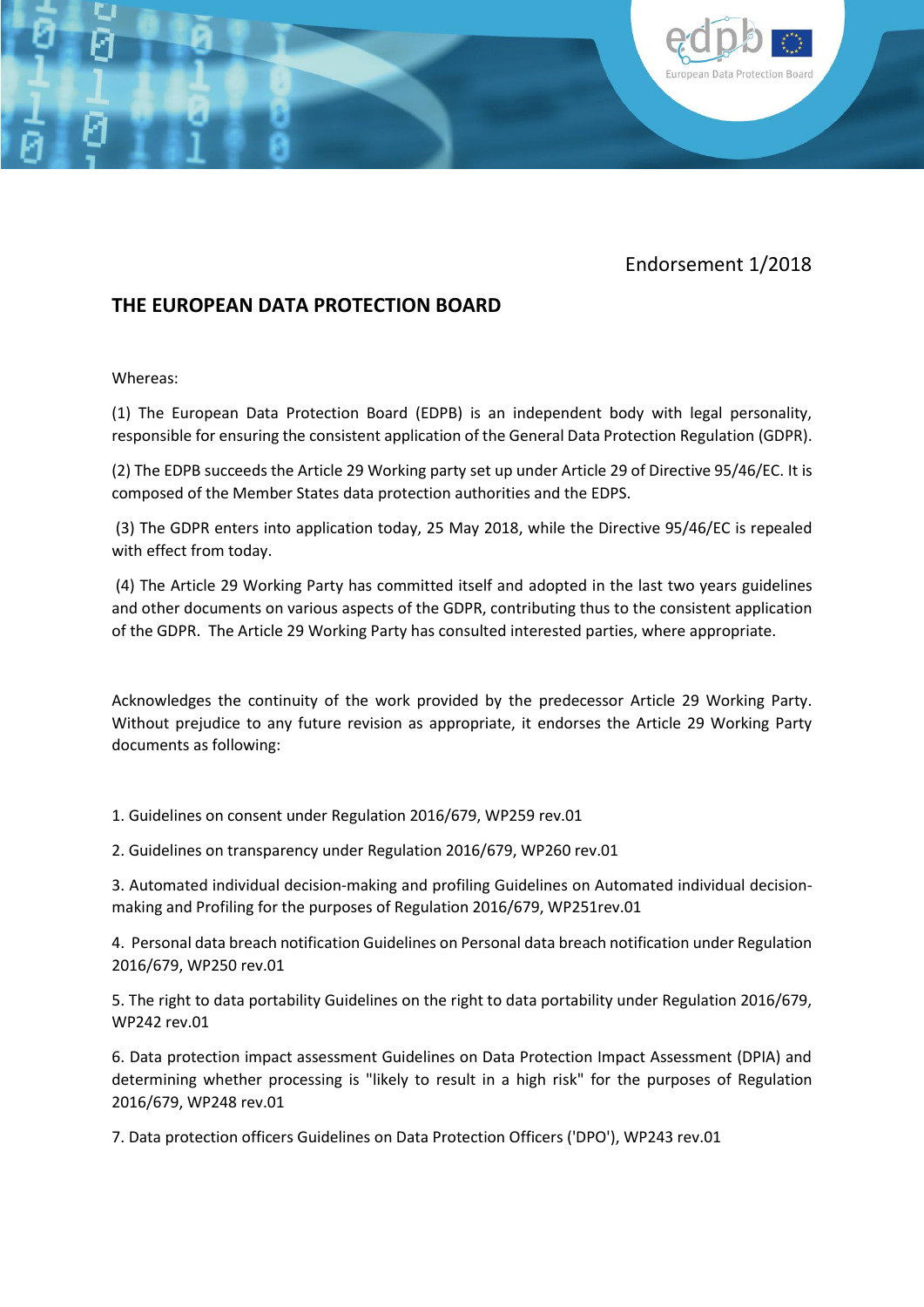Endorsement 1/2018

## THE EUROPEAN DATA PROTECTION BOARD

Whereas:

(1) The European Data Protection Board (EDPB) is an independent body with legal personality, responsible for ensuring the consistent application of the General Data Protection Regulation (GDPR).

(2) The EDPB succeeds the Article 29 Working party set up under Article 29 of Directive 95/46/EC. It is composed of the Member States data protection authorities and the EDPS.

(3) The GDPR enters into application today, 25 May 2018, while the Directive 95/46/EC is repealed with effect from today.

(4) The Article 29 Working Party has committed itself and adopted in the last two years guidelines and other documents on various aspects of the GDPR, contributing thus to the consistent application of the GDPR. The Article 29 Working Party has consulted interested parties, where appropriate.

Acknowledges the continuity of the work provided by the predecessor Article 29 Working Party. Without prejudice to any future revision as appropriate, it endorses the Article 29 Working Party documents as following:

1. Guidelines on consent under Regulation 2016/679, WP259 rev.01

2. Guidelines on transparency under Regulation 2016/679, WP260 rev.01

3. Automated individual decision-making and profiling Guidelines on Automated individual decision-making and Profiling for the purposes of Regulation 2016/679, WP251rev.01

4. Personal data breach notification Guidelines on Personal data breach notification under Regulation 2016/679, WP250 rev.01

5. The right to data portability Guidelines on the right to data portability under Regulation 2016/679, WP242 rev.01

6. Data protection impact assessment Guidelines on Data Protection Impact Assessment (DPIA) and determining whether processing is "likely to result in a high risk" for the purposes of Regulation 2016/679, WP248 rev.01

7. Data protection officers Guidelines on Data Protection Officers ('DPO'), WP243 rev.01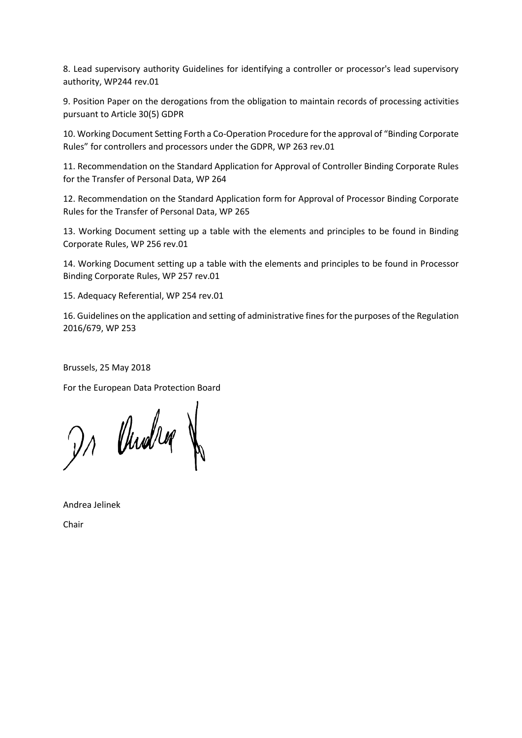8. Lead supervisory authority Guidelines for identifying a controller or processor's lead supervisory authority, WP244 rev.01

9. Position Paper on the derogations from the obligation to maintain records of processing activities pursuant to Article 30(5) GDPR

10. Working Document Setting Forth a Co-Operation Procedure for the approval of "Binding Corporate Rules" for controllers and processors under the GDPR, WP 263 rev.01

11. Recommendation on the Standard Application for Approval of Controller Binding Corporate Rules for the Transfer of Personal Data, WP 264

12. Recommendation on the Standard Application form for Approval of Processor Binding Corporate Rules for the Transfer of Personal Data, WP 265

13. Working Document setting up a table with the elements and principles to be found in Binding Corporate Rules, WP 256 rev.01

14. Working Document setting up a table with the elements and principles to be found in Processor Binding Corporate Rules, WP 257 rev.01

15. Adequacy Referential, WP 254 rev.01

16. Guidelines on the application and setting of administrative fines for the purposes of the Regulation 2016/679, WP 253

Brussels, 25 May 2018

For the European Data Protection Board

Andrea Jelinek

Chair